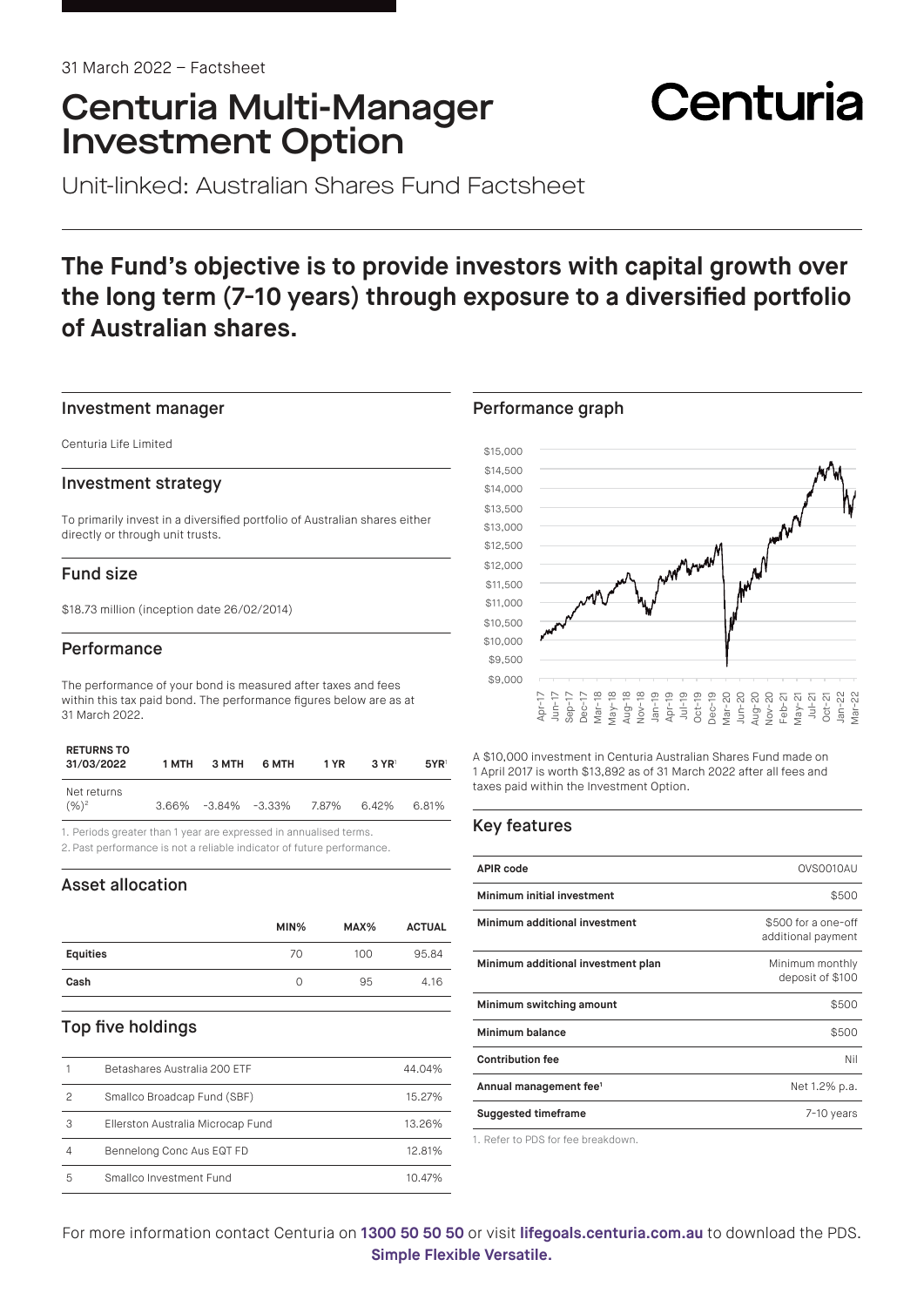31 March 2022 – Factsheet

# Centuria Multi-Manager Investment Option

Centuria

Unit-linked: Australian Shares Fund Factsheet

**The Fund's objective is to provide investors with capital growth over the long term (7-10 years) through exposure to a diversified portfolio of Australian shares.**

## Investment manager

Centuria Life Limited

## Investment strategy

To primarily invest in a diversified portfolio of Australian shares either directly or through unit trusts.

## Fund size

$18.73 million (inception date 26/02/2014)

## Performance

The performance of your bond is measured after taxes and fees within this tax paid bond. The performance figures below are as at 31 March 2022.

| RETURNS TO 31/03/2022 | 1 MTH | 3 MTH | 6 MTH | 1 YR | 3 YR[1] | 5YR[1] |
|---|---|---|---|---|---|---|
| Net returns (%)[2] | 3.66% | -3.84% | -3.33% | 7.87% | 6.42% | 6.81% |

1. Periods greater than 1 year are expressed in annualised terms.
2. Past performance is not a reliable indicator of future performance.

## Asset allocation

| | MIN% | MAX% | ACTUAL |
|---|---|---|---|
| **Equities** | 70 | 100 | 95.84 |
| **Cash** | 0 | 95 | 4.16 |

## Top five holdings

| | | |
|---|---|---|
| 1 | Betashares Australia 200 ETF | 44.04% |
| 2 | Smallco Broadcap Fund (SBF) | 15.27% |
| 3 | Ellerston Australia Microcap Fund | 13.26% |
| 4 | Bennelong Conc Aus EQT FD | 12.81% |
| 5 | Smallco Investment Fund | 10.47% |

## Performance graph

A $10,000 investment in Centuria Australian Shares Fund made on 1 April 2017 is worth $13,892 as of 31 March 2022 after all fees and taxes paid within the Investment Option.

## Key features

| | |
|---|---|
| **APIR code** | OVS0010AU |
| **Minimum initial investment** | $500 |
| **Minimum additional investment** | $500 for a one-off additional payment |
| **Minimum additional investment plan** | Minimum monthly deposit of $100 |
| **Minimum switching amount** | $500 |
| **Minimum balance** | $500 |
| **Contribution fee** | Nil |
| **Annual management fee[1]** | Net 1.2% p.a. |
| **Suggested timeframe** | 7-10 years |

1. Refer to PDS for fee breakdown.

For more information contact Centuria on **1300 50 50 50** or visit **lifegoals.centuria.com.au** to download the PDS.

**Simple Flexible Versatile.**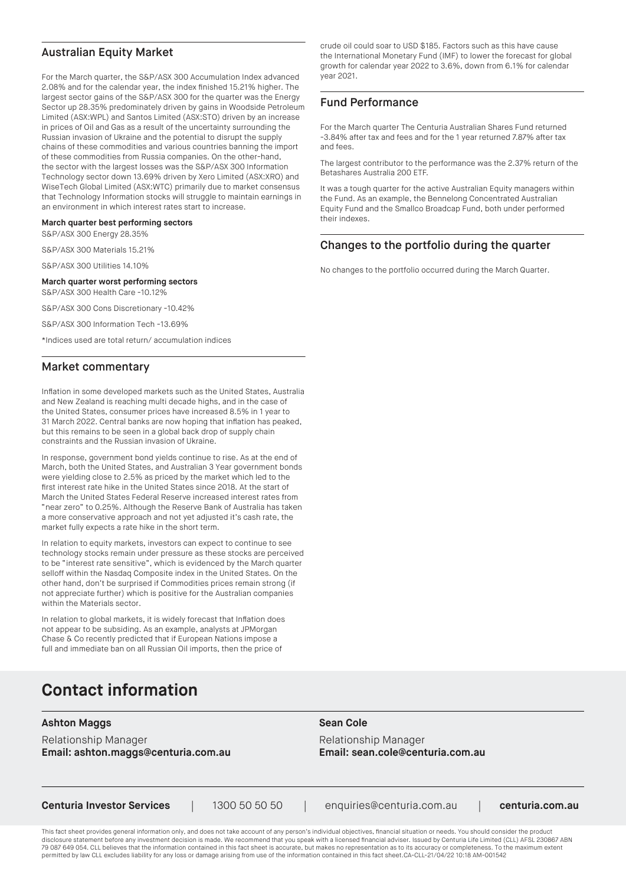## Australian Equity Market

For the March quarter, the S&P/ASX 300 Accumulation Index advanced 2.08% and for the calendar year, the index finished 15.21% higher. The largest sector gains of the S&P/ASX 300 for the quarter was the Energy Sector up 28.35% predominately driven by gains in Woodside Petroleum Limited (ASX:WPL) and Santos Limited (ASX:STO) driven by an increase in prices of Oil and Gas as a result of the uncertainty surrounding the Russian invasion of Ukraine and the potential to disrupt the supply chains of these commodities and various countries banning the import of these commodities from Russia companies. On the other-hand, the sector with the largest losses was the S&P/ASX 300 Information Technology sector down 13.69% driven by Xero Limited (ASX:XRO) and WiseTech Global Limited (ASX:WTC) primarily due to market consensus that Technology Information stocks will struggle to maintain earnings in an environment in which interest rates start to increase.

**March quarter best performing sectors**

S&P/ASX 300 Energy 28.35%

S&P/ASX 300 Materials 15.21%

S&P/ASX 300 Utilities 14.10%

**March quarter worst performing sectors**

S&P/ASX 300 Health Care -10.12%

S&P/ASX 300 Cons Discretionary -10.42%

S&P/ASX 300 Information Tech -13.69%

*Indices used are total return/ accumulation indices

## Market commentary

Inflation in some developed markets such as the United States, Australia and New Zealand is reaching multi decade highs, and in the case of the United States, consumer prices have increased 8.5% in 1 year to 31 March 2022. Central banks are now hoping that inflation has peaked, but this remains to be seen in a global back drop of supply chain constraints and the Russian invasion of Ukraine.

In response, government bond yields continue to rise. As at the end of March, both the United States, and Australian 3 Year government bonds were yielding close to 2.5% as priced by the market which led to the first interest rate hike in the United States since 2018. At the start of March the United States Federal Reserve increased interest rates from "near zero" to 0.25%. Although the Reserve Bank of Australia has taken a more conservative approach and not yet adjusted it's cash rate, the market fully expects a rate hike in the short term.

In relation to equity markets, investors can expect to continue to see technology stocks remain under pressure as these stocks are perceived to be "interest rate sensitive", which is evidenced by the March quarter selloff within the Nasdaq Composite index in the United States. On the other hand, don't be surprised if Commodities prices remain strong (if not appreciate further) which is positive for the Australian companies within the Materials sector.

In relation to global markets, it is widely forecast that Inflation does not appear to be subsiding. As an example, analysts at JPMorgan Chase & Co recently predicted that if European Nations impose a full and immediate ban on all Russian Oil imports, then the price of crude oil could soar to USD $185. Factors such as this have cause the International Monetary Fund (IMF) to lower the forecast for global growth for calendar year 2022 to 3.6%, down from 6.1% for calendar year 2021.

## Fund Performance

For the March quarter The Centuria Australian Shares Fund returned -3.84% after tax and fees and for the 1 year returned 7.87% after tax and fees.

The largest contributor to the performance was the 2.37% return of the Betashares Australia 200 ETF.

It was a tough quarter for the active Australian Equity managers within the Fund. As an example, the Bennelong Concentrated Australian Equity Fund and the Smallco Broadcap Fund, both under performed their indexes.

## Changes to the portfolio during the quarter

No changes to the portfolio occurred during the March Quarter.

# Contact information

**Ashton Maggs**

Relationship Manager
**Email: ashton.maggs@centuria.com.au**

**Sean Cole**

Relationship Manager
**Email: sean.cole@centuria.com.au**

**Centuria Investor Services** | 1300 50 50 50 | enquiries@centuria.com.au | **centuria.com.au**

This fact sheet provides general information only, and does not take account of any person's individual objectives, financial situation or needs. You should consider the product disclosure statement before any investment decision is made. We recommend that you speak with a licensed financial adviser. Issued by Centuria Life Limited (CLL) AFSL 230867 ABN 79 087 649 054. CLL believes that the information contained in this fact sheet is accurate, but makes no representation as to its accuracy or completeness. To the maximum extent permitted by law CLL excludes liability for any loss or damage arising from use of the information contained in this fact sheet.CA-CLL-21/04/22 10:18 AM-001542